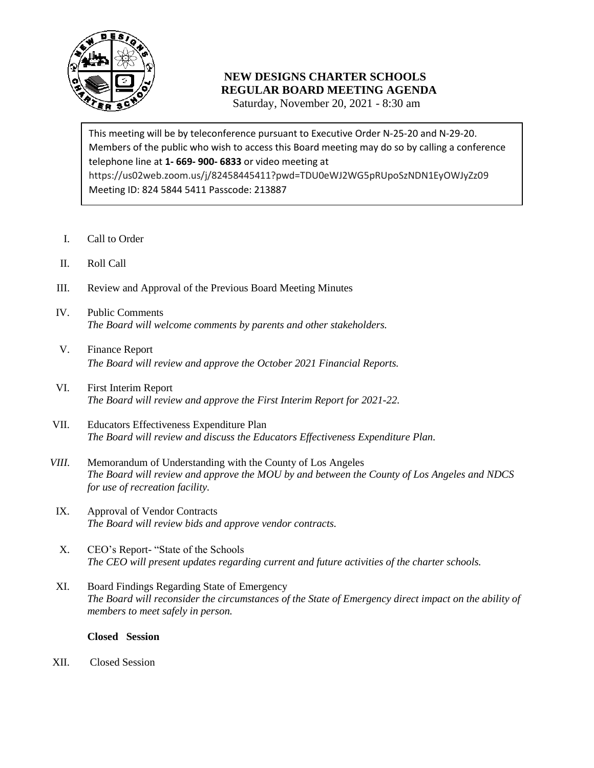# NEW DESIGNS CHARTER SCHOOLS
## REGULAR BOARD MEETING AGENDA

Saturday, November 20, 2021 - 8:30 am

This meeting will be by teleconference pursuant to Executive Order N-25-20 and N-29-20. Members of the public who wish to access this Board meeting may do so by calling a conference telephone line at **1- 669- 900- 6833** or video meeting at https://us02web.zoom.us/j/82458445411?pwd=TDU0eWJ2WG5pRUpoSzNDN1EyOWJyZz09
Meeting ID: 824 5844 5411 Passcode: 213887

I. Call to Order

II. Roll Call

III. Review and Approval of the Previous Board Meeting Minutes

IV. Public Comments
*The Board will welcome comments by parents and other stakeholders.*

V. Finance Report
*The Board will review and approve the October 2021 Financial Reports.*

VI. First Interim Report
*The Board will review and approve the First Interim Report for 2021-22.*

VII. Educators Effectiveness Expenditure Plan
*The Board will review and discuss the Educators Effectiveness Expenditure Plan.*

*VIII.* Memorandum of Understanding with the County of Los Angeles
*The Board will review and approve the MOU by and between the County of Los Angeles and NDCS for use of recreation facility.*

IX. Approval of Vendor Contracts
*The Board will review bids and approve vendor contracts.*

X. CEO's Report- "State of the Schools
*The CEO will present updates regarding current and future activities of the charter schools.*

XI. Board Findings Regarding State of Emergency
*The Board will reconsider the circumstances of the State of Emergency direct impact on the ability of members to meet safely in person.*

**Closed Session**

XII. Closed Session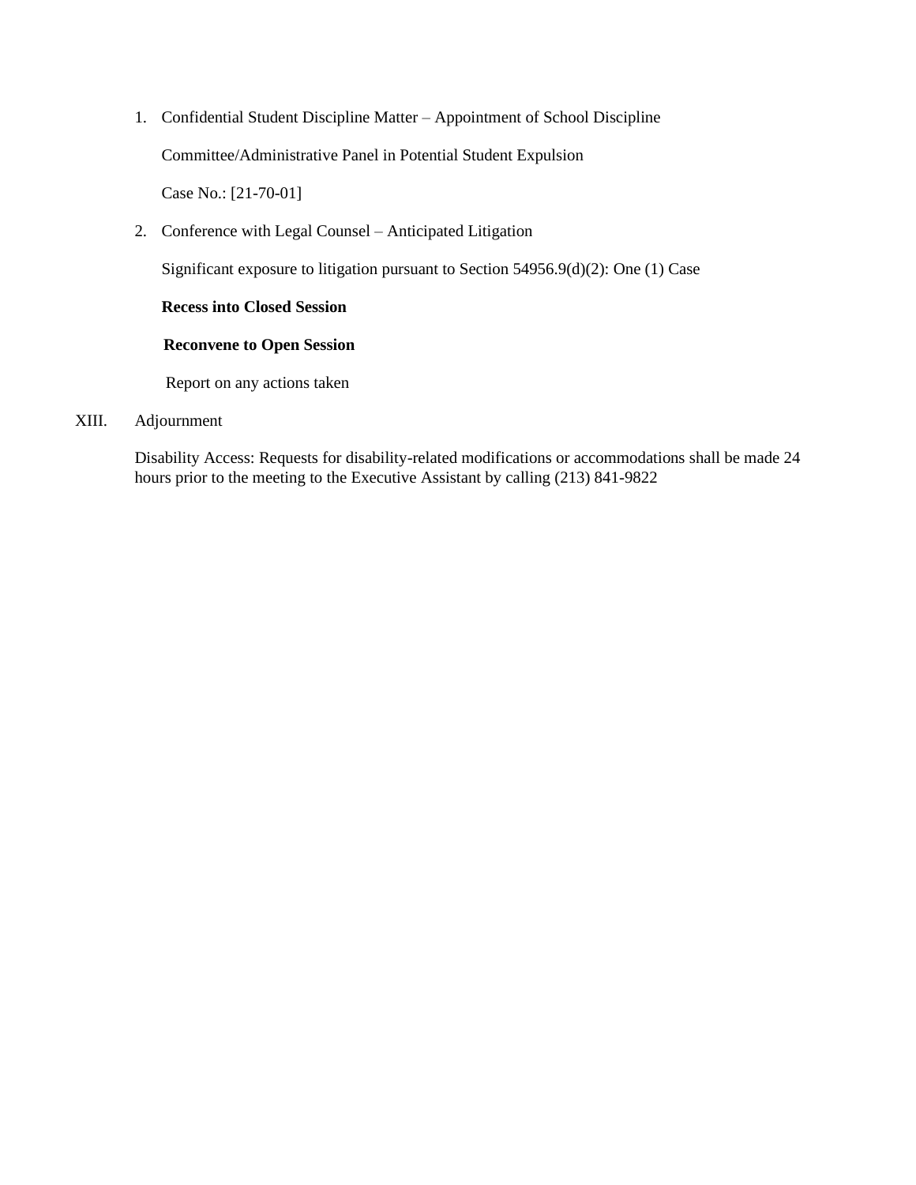1. Confidential Student Discipline Matter – Appointment of School Discipline

   Committee/Administrative Panel in Potential Student Expulsion

   Case No.: [21-70-01]

2. Conference with Legal Counsel – Anticipated Litigation

   Significant exposure to litigation pursuant to Section 54956.9(d)(2): One (1) Case

   **Recess into Closed Session**

   **Reconvene to Open Session**

   Report on any actions taken

XIII. Adjournment

Disability Access: Requests for disability-related modifications or accommodations shall be made 24 hours prior to the meeting to the Executive Assistant by calling (213) 841-9822